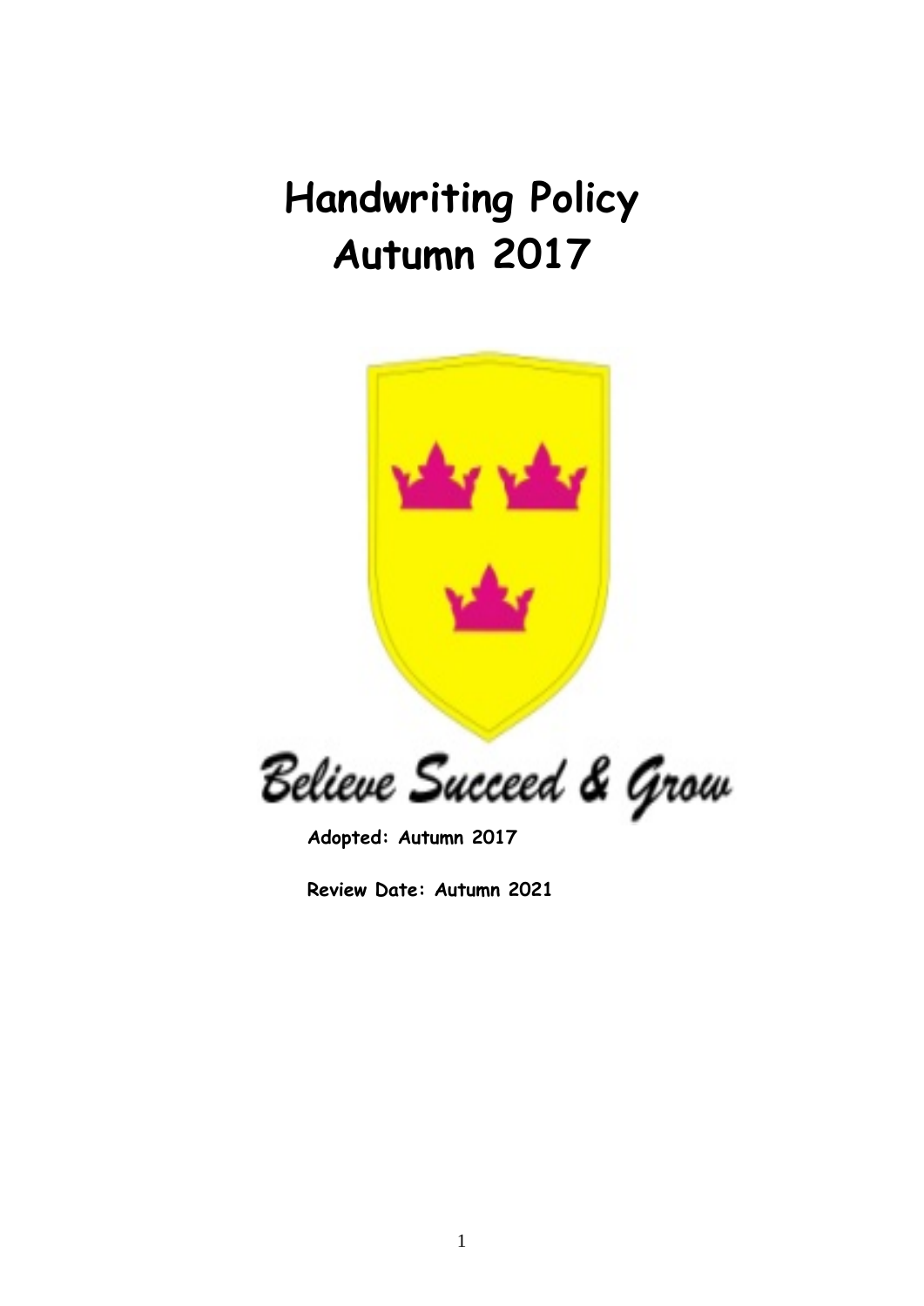# Handwriting Policy
# Autumn 2017

Believe Succeed & Grow

**Adopted: Autumn 2017**

**Review Date: Autumn 2021**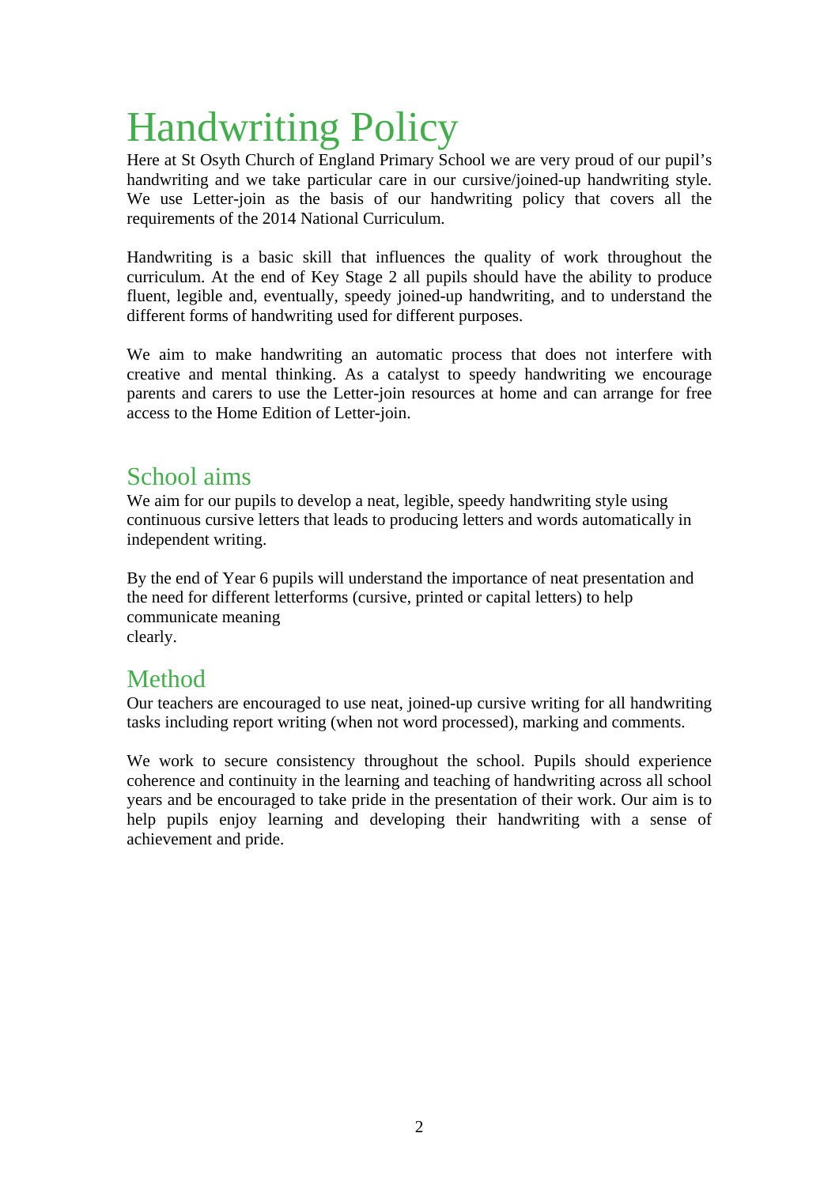# Handwriting Policy

Here at St Osyth Church of England Primary School we are very proud of our pupil's handwriting and we take particular care in our cursive/joined-up handwriting style. We use Letter-join as the basis of our handwriting policy that covers all the requirements of the 2014 National Curriculum.

Handwriting is a basic skill that influences the quality of work throughout the curriculum. At the end of Key Stage 2 all pupils should have the ability to produce fluent, legible and, eventually, speedy joined-up handwriting, and to understand the different forms of handwriting used for different purposes.

We aim to make handwriting an automatic process that does not interfere with creative and mental thinking. As a catalyst to speedy handwriting we encourage parents and carers to use the Letter-join resources at home and can arrange for free access to the Home Edition of Letter-join.

## School aims

We aim for our pupils to develop a neat, legible, speedy handwriting style using continuous cursive letters that leads to producing letters and words automatically in independent writing.

By the end of Year 6 pupils will understand the importance of neat presentation and the need for different letterforms (cursive, printed or capital letters) to help communicate meaning clearly.

## Method

Our teachers are encouraged to use neat, joined-up cursive writing for all handwriting tasks including report writing (when not word processed), marking and comments.

We work to secure consistency throughout the school. Pupils should experience coherence and continuity in the learning and teaching of handwriting across all school years and be encouraged to take pride in the presentation of their work. Our aim is to help pupils enjoy learning and developing their handwriting with a sense of achievement and pride.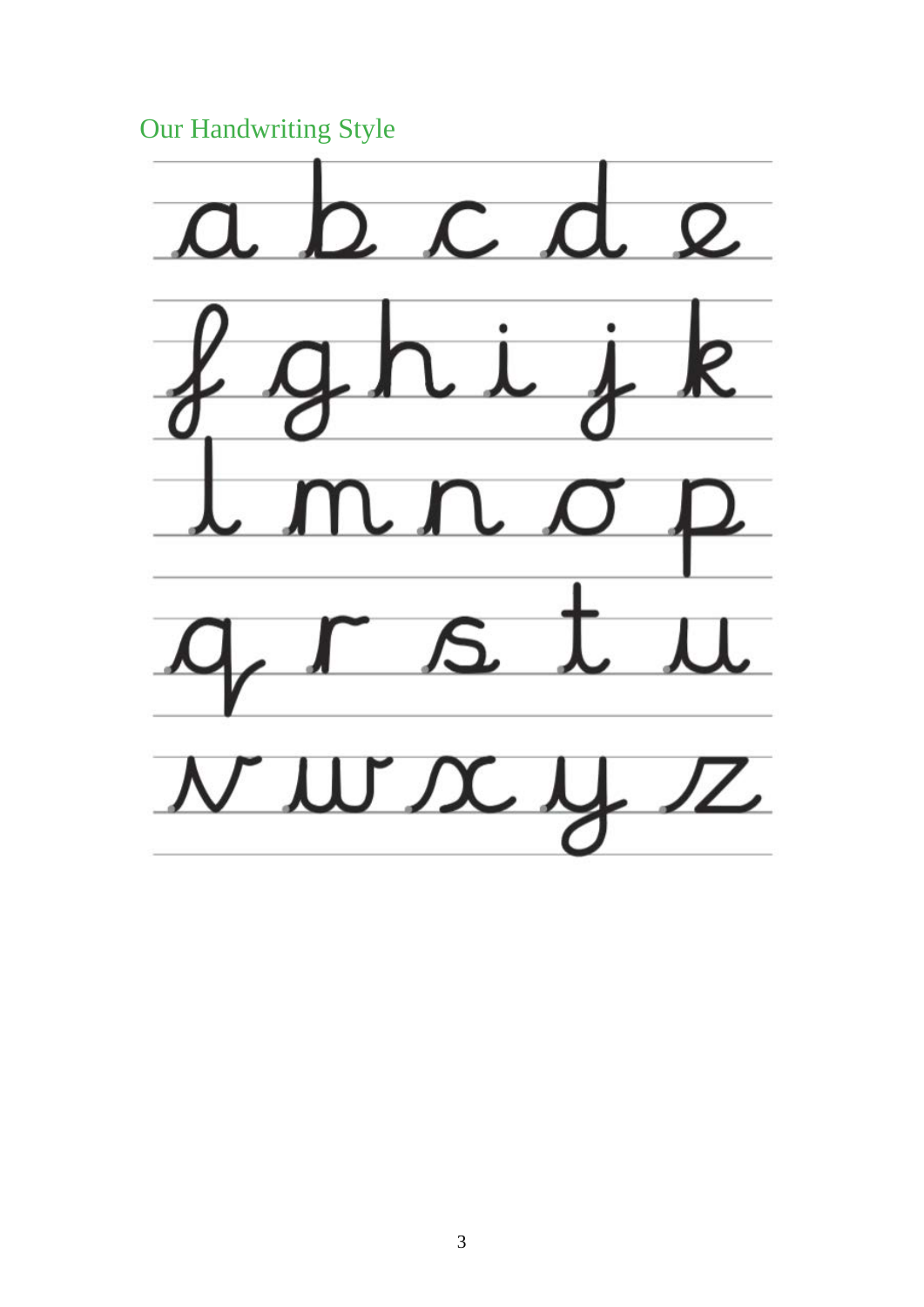Our Handwriting Style

a b c d e

f g h i j k

l m n o p

q r s t u

v w x y z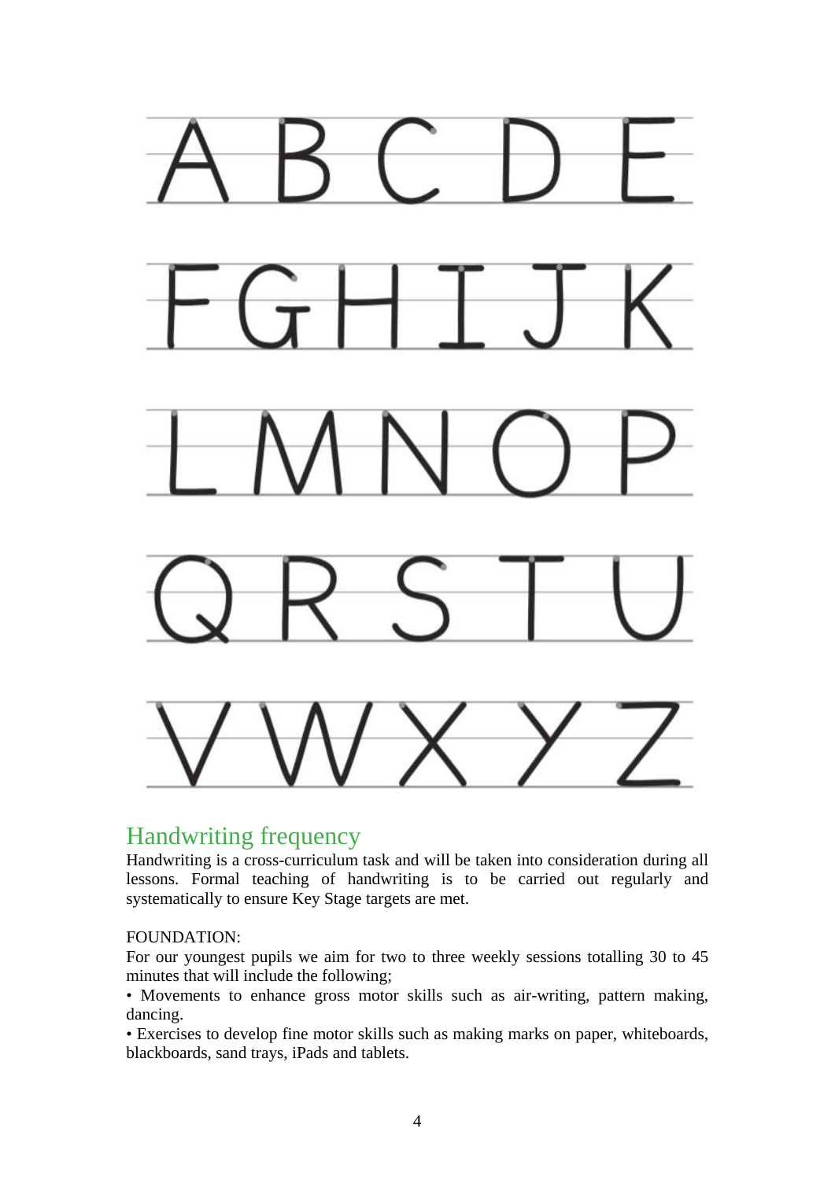A B C D E

F G H I J K

L M N O P

Q R S T U

V W X Y Z

## Handwriting frequency

Handwriting is a cross-curriculum task and will be taken into consideration during all lessons. Formal teaching of handwriting is to be carried out regularly and systematically to ensure Key Stage targets are met.

FOUNDATION:

For our youngest pupils we aim for two to three weekly sessions totalling 30 to 45 minutes that will include the following;

- Movements to enhance gross motor skills such as air-writing, pattern making, dancing.
- Exercises to develop fine motor skills such as making marks on paper, whiteboards, blackboards, sand trays, iPads and tablets.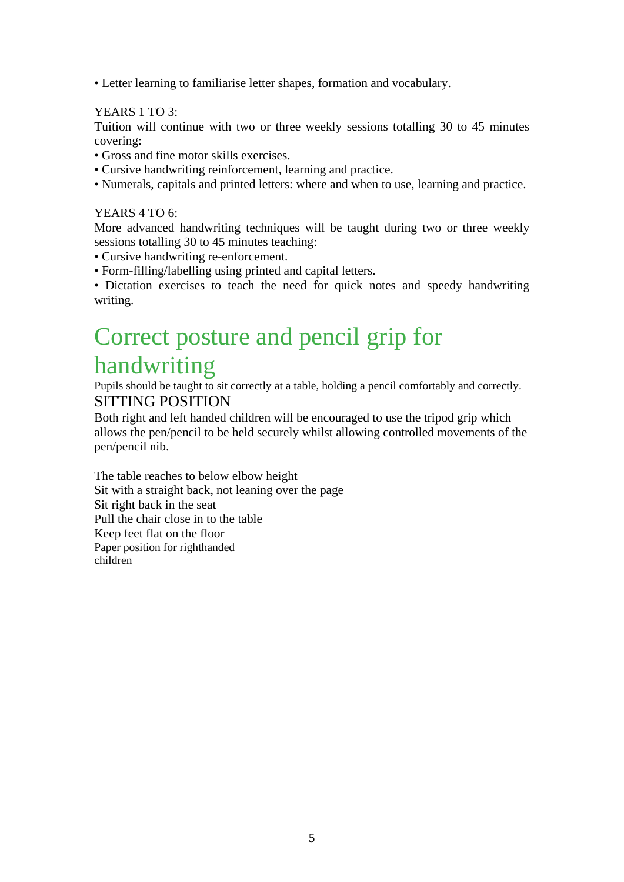- Letter learning to familiarise letter shapes, formation and vocabulary.

YEARS 1 TO 3:

Tuition will continue with two or three weekly sessions totalling 30 to 45 minutes covering:

- Gross and fine motor skills exercises.
- Cursive handwriting reinforcement, learning and practice.
- Numerals, capitals and printed letters: where and when to use, learning and practice.

YEARS 4 TO 6:

More advanced handwriting techniques will be taught during two or three weekly sessions totalling 30 to 45 minutes teaching:

- Cursive handwriting re-enforcement.
- Form-filling/labelling using printed and capital letters.
- Dictation exercises to teach the need for quick notes and speedy handwriting writing.

# Correct posture and pencil grip for handwriting

Pupils should be taught to sit correctly at a table, holding a pencil comfortably and correctly.

## SITTING POSITION

Both right and left handed children will be encouraged to use the tripod grip which allows the pen/pencil to be held securely whilst allowing controlled movements of the pen/pencil nib.

The table reaches to below elbow height
Sit with a straight back, not leaning over the page
Sit right back in the seat
Pull the chair close in to the table
Keep feet flat on the floor
Paper position for righthanded children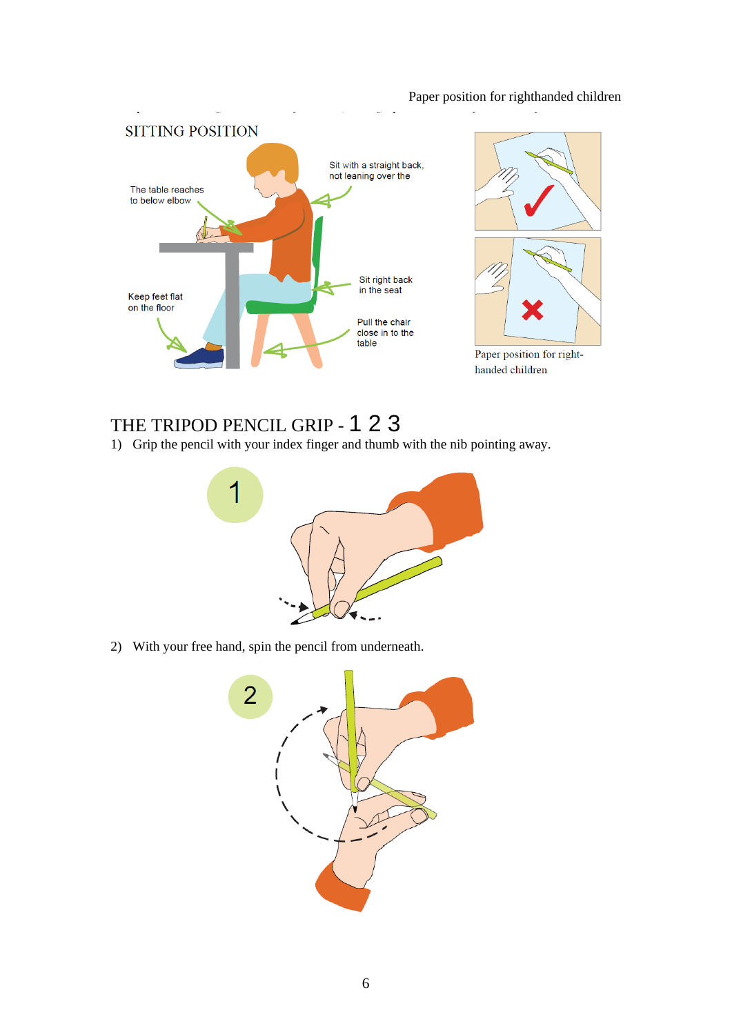Paper position for righthanded children

SITTING POSITION

The table reaches to below elbow

Sit with a straight back, not leaning over the

Sit right back in the seat

Keep feet flat on the floor

Pull the chair close in to the table

Paper position for right-handed children

## THE TRIPOD PENCIL GRIP - 1 2 3

1) Grip the pencil with your index finger and thumb with the nib pointing away.

1

2) With your free hand, spin the pencil from underneath.

2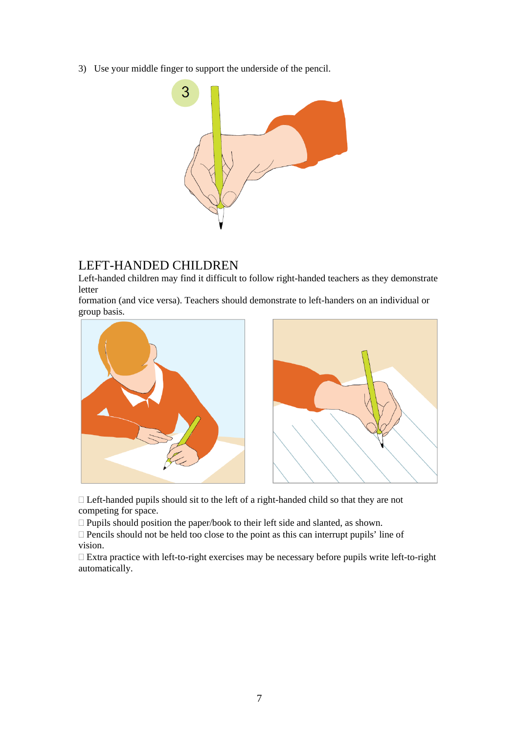3) Use your middle finger to support the underside of the pencil.

## LEFT-HANDED CHILDREN

Left-handed children may find it difficult to follow right-handed teachers as they demonstrate letter formation (and vice versa). Teachers should demonstrate to left-handers on an individual or group basis.

- Left-handed pupils should sit to the left of a right-handed child so that they are not competing for space.
- Pupils should position the paper/book to their left side and slanted, as shown.
- Pencils should not be held too close to the point as this can interrupt pupils' line of vision.
- Extra practice with left-to-right exercises may be necessary before pupils write left-to-right automatically.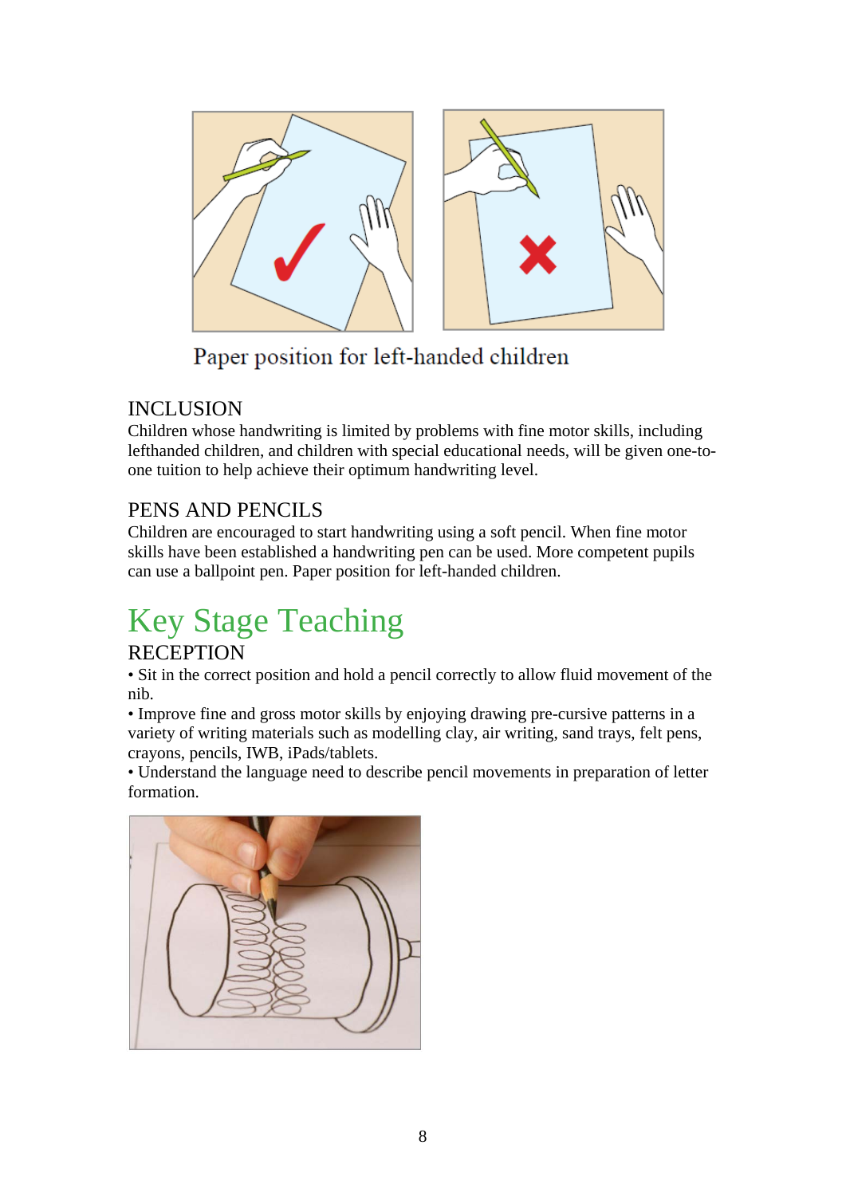Paper position for left-handed children

INCLUSION
Children whose handwriting is limited by problems with fine motor skills, including lefthanded children, and children with special educational needs, will be given one-to-one tuition to help achieve their optimum handwriting level.

PENS AND PENCILS
Children are encouraged to start handwriting using a soft pencil. When fine motor skills have been established a handwriting pen can be used. More competent pupils can use a ballpoint pen. Paper position for left-handed children.

# Key Stage Teaching

RECEPTION

- Sit in the correct position and hold a pencil correctly to allow fluid movement of the nib.
- Improve fine and gross motor skills by enjoying drawing pre-cursive patterns in a variety of writing materials such as modelling clay, air writing, sand trays, felt pens, crayons, pencils, IWB, iPads/tablets.
- Understand the language need to describe pencil movements in preparation of letter formation.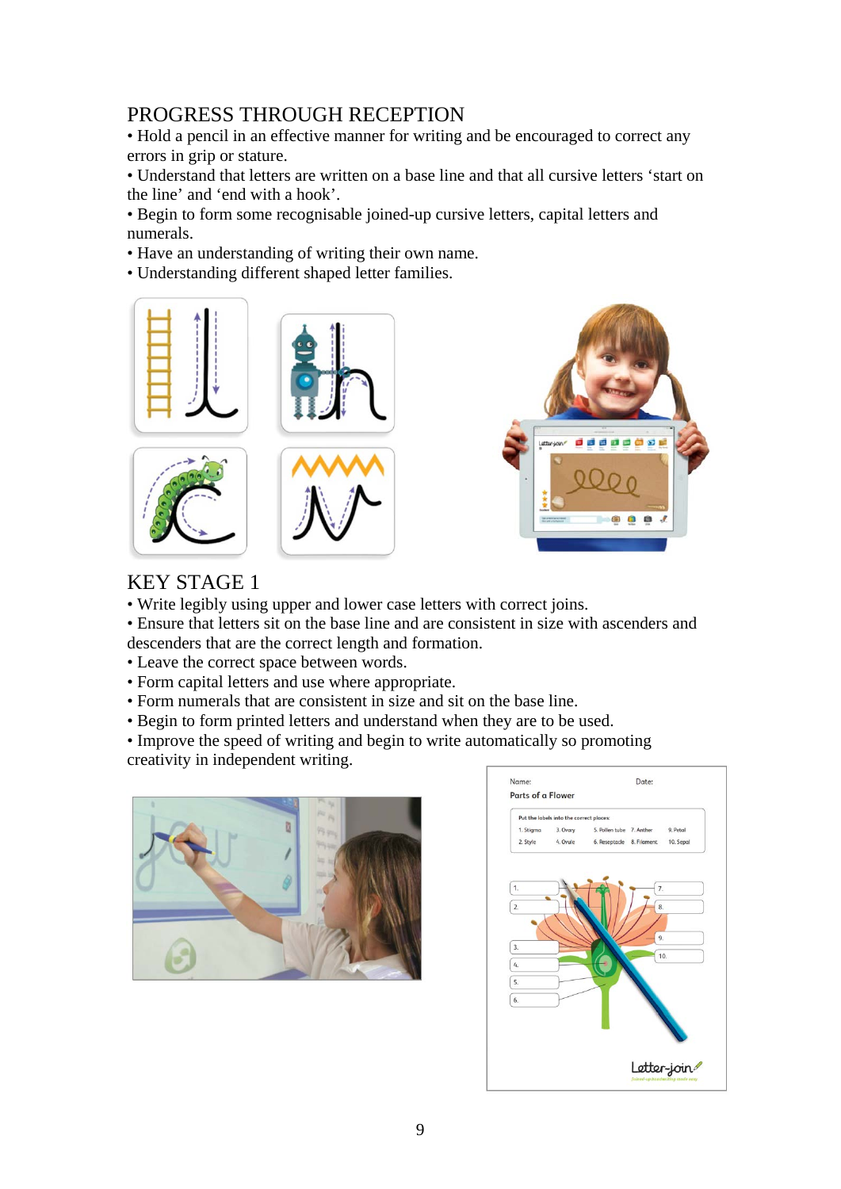## PROGRESS THROUGH RECEPTION

- Hold a pencil in an effective manner for writing and be encouraged to correct any errors in grip or stature.
- Understand that letters are written on a base line and that all cursive letters 'start on the line' and 'end with a hook'.
- Begin to form some recognisable joined-up cursive letters, capital letters and numerals.
- Have an understanding of writing their own name.
- Understanding different shaped letter families.

## KEY STAGE 1

- Write legibly using upper and lower case letters with correct joins.
- Ensure that letters sit on the base line and are consistent in size with ascenders and descenders that are the correct length and formation.
- Leave the correct space between words.
- Form capital letters and use where appropriate.
- Form numerals that are consistent in size and sit on the base line.
- Begin to form printed letters and understand when they are to be used.
- Improve the speed of writing and begin to write automatically so promoting creativity in independent writing.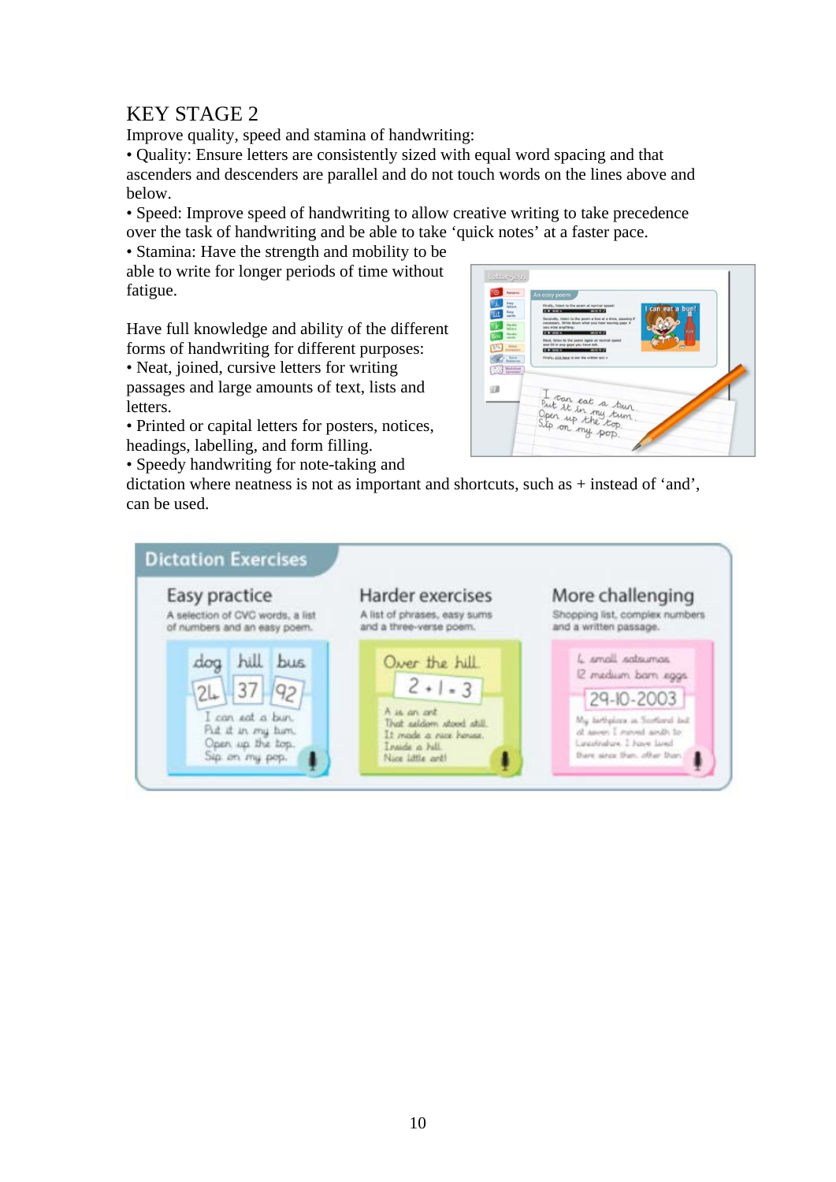# KEY STAGE 2

Improve quality, speed and stamina of handwriting:

- Quality: Ensure letters are consistently sized with equal word spacing and that ascenders and descenders are parallel and do not touch words on the lines above and below.
- Speed: Improve speed of handwriting to allow creative writing to take precedence over the task of handwriting and be able to take 'quick notes' at a faster pace.
- Stamina: Have the strength and mobility to be able to write for longer periods of time without fatigue.

Have full knowledge and ability of the different forms of handwriting for different purposes:

- Neat, joined, cursive letters for writing passages and large amounts of text, lists and letters.
- Printed or capital letters for posters, notices, headings, labelling, and form filling.
- Speedy handwriting for note-taking and dictation where neatness is not as important and shortcuts, such as + instead of 'and', can be used.